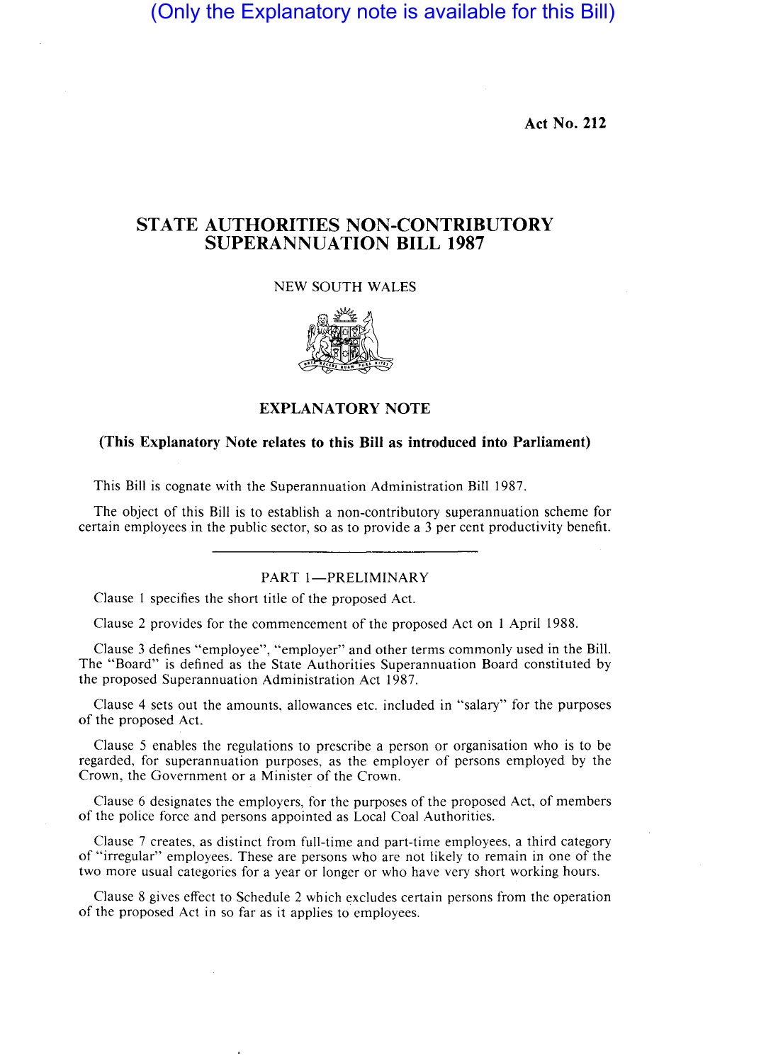(Only the Explanatory note is available for this Bill)

**Act No. 212**

# STATE AUTHORITIES NON-CONTRIBUTORY SUPERANNUATION BILL 1987

NEW SOUTH WALES

## EXPLANATORY NOTE

**(This Explanatory Note relates to this Bill as introduced into Parliament)**

This Bill is cognate with the Superannuation Administration Bill 1987.

The object of this Bill is to establish a non-contributory superannuation scheme for certain employees in the public sector, so as to provide a 3 per cent productivity benefit.

---

PART 1—PRELIMINARY

Clause 1 specifies the short title of the proposed Act.

Clause 2 provides for the commencement of the proposed Act on 1 April 1988.

Clause 3 defines "employee", "employer" and other terms commonly used in the Bill. The "Board" is defined as the State Authorities Superannuation Board constituted by the proposed Superannuation Administration Act 1987.

Clause 4 sets out the amounts, allowances etc. included in "salary" for the purposes of the proposed Act.

Clause 5 enables the regulations to prescribe a person or organisation who is to be regarded, for superannuation purposes, as the employer of persons employed by the Crown, the Government or a Minister of the Crown.

Clause 6 designates the employers, for the purposes of the proposed Act, of members of the police force and persons appointed as Local Coal Authorities.

Clause 7 creates, as distinct from full-time and part-time employees, a third category of "irregular" employees. These are persons who are not likely to remain in one of the two more usual categories for a year or longer or who have very short working hours.

Clause 8 gives effect to Schedule 2 which excludes certain persons from the operation of the proposed Act in so far as it applies to employees.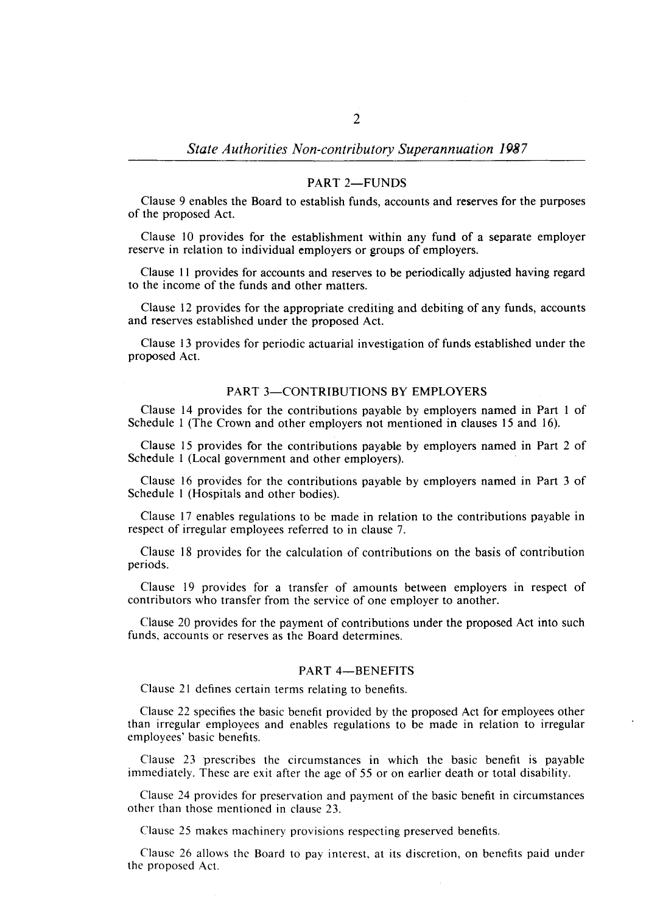## PART 2—FUNDS

Clause 9 enables the Board to establish funds, accounts and reserves for the purposes of the proposed Act.

Clause 10 provides for the establishment within any fund of a separate employer reserve in relation to individual employers or groups of employers.

Clause 11 provides for accounts and reserves to be periodically adjusted having regard to the income of the funds and other matters.

Clause 12 provides for the appropriate crediting and debiting of any funds, accounts and reserves established under the proposed Act.

Clause 13 provides for periodic actuarial investigation of funds established under the proposed Act.

## PART 3—CONTRIBUTIONS BY EMPLOYERS

Clause 14 provides for the contributions payable by employers named in Part 1 of Schedule 1 (The Crown and other employers not mentioned in clauses 15 and 16).

Clause 15 provides for the contributions payable by employers named in Part 2 of Schedule 1 (Local government and other employers).

Clause 16 provides for the contributions payable by employers named in Part 3 of Schedule 1 (Hospitals and other bodies).

Clause 17 enables regulations to be made in relation to the contributions payable in respect of irregular employees referred to in clause 7.

Clause 18 provides for the calculation of contributions on the basis of contribution periods.

Clause 19 provides for a transfer of amounts between employers in respect of contributors who transfer from the service of one employer to another.

Clause 20 provides for the payment of contributions under the proposed Act into such funds, accounts or reserves as the Board determines.

## PART 4—BENEFITS

Clause 21 defines certain terms relating to benefits.

Clause 22 specifies the basic benefit provided by the proposed Act for employees other than irregular employees and enables regulations to be made in relation to irregular employees' basic benefits.

Clause 23 prescribes the circumstances in which the basic benefit is payable immediately. These are exit after the age of 55 or on earlier death or total disability.

Clause 24 provides for preservation and payment of the basic benefit in circumstances other than those mentioned in clause 23.

Clause 25 makes machinery provisions respecting preserved benefits.

Clause 26 allows the Board to pay interest, at its discretion, on benefits paid under the proposed Act.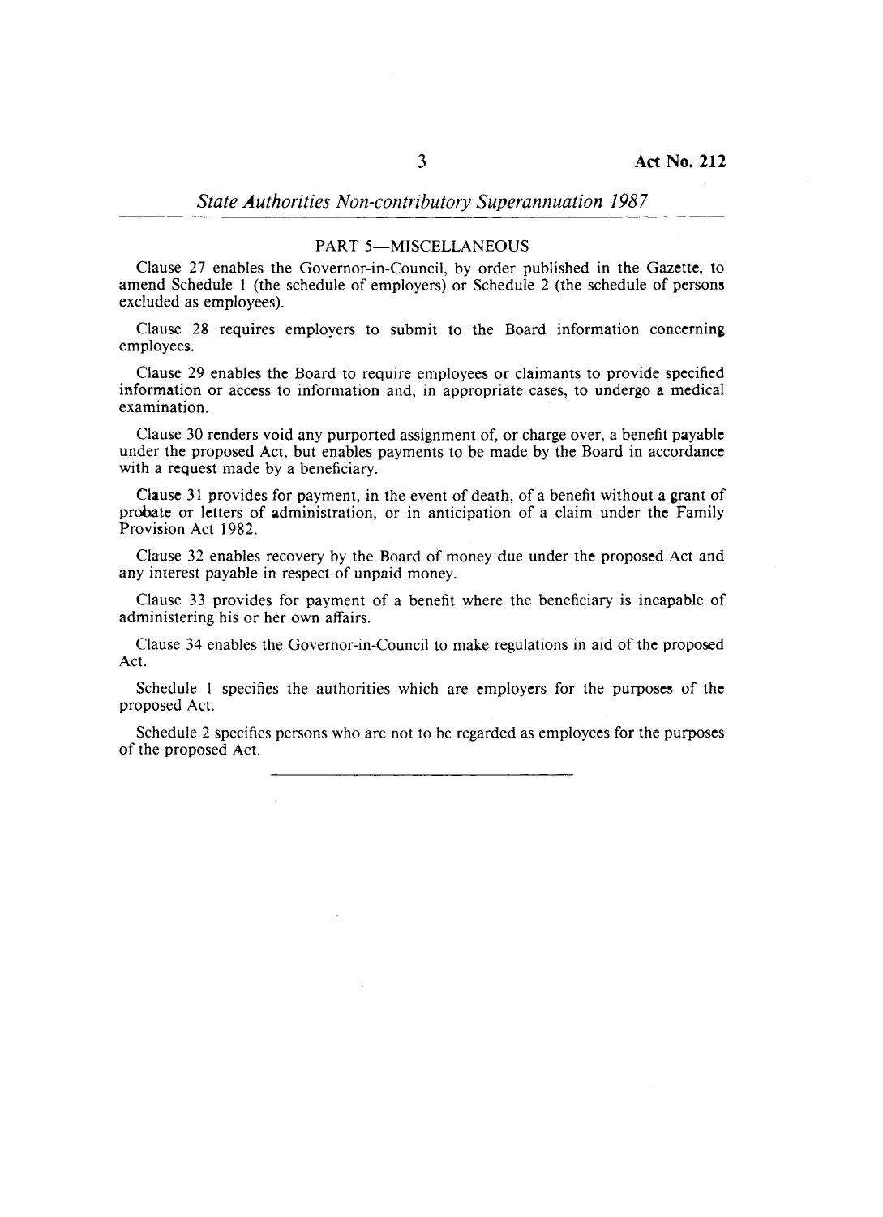PART 5—MISCELLANEOUS

Clause 27 enables the Governor-in-Council, by order published in the Gazette, to amend Schedule 1 (the schedule of employers) or Schedule 2 (the schedule of persons excluded as employees).

Clause 28 requires employers to submit to the Board information concerning employees.

Clause 29 enables the Board to require employees or claimants to provide specified information or access to information and, in appropriate cases, to undergo a medical examination.

Clause 30 renders void any purported assignment of, or charge over, a benefit payable under the proposed Act, but enables payments to be made by the Board in accordance with a request made by a beneficiary.

Clause 31 provides for payment, in the event of death, of a benefit without a grant of probate or letters of administration, or in anticipation of a claim under the Family Provision Act 1982.

Clause 32 enables recovery by the Board of money due under the proposed Act and any interest payable in respect of unpaid money.

Clause 33 provides for payment of a benefit where the beneficiary is incapable of administering his or her own affairs.

Clause 34 enables the Governor-in-Council to make regulations in aid of the proposed Act.

Schedule 1 specifies the authorities which are employers for the purposes of the proposed Act.

Schedule 2 specifies persons who are not to be regarded as employees for the purposes of the proposed Act.